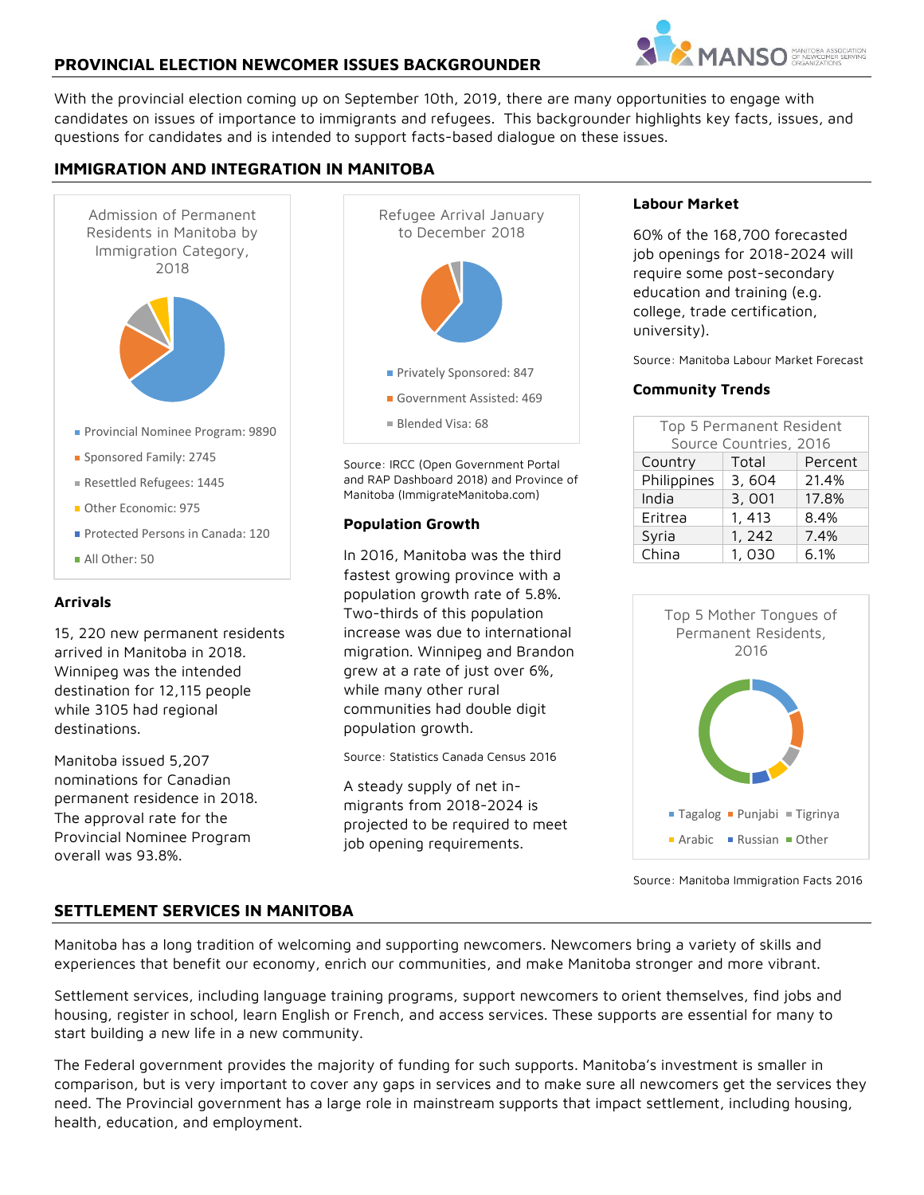## PROVINCIAL ELECTION NEWCOMER ISSUES BACKGROUNDER

MANSO MANITOBA ASSOCIATION OF NEWCOMER SERVING ORGANIZATIONS

With the provincial election coming up on September 10th, 2019, there are many opportunities to engage with candidates on issues of importance to immigrants and refugees. This backgrounder highlights key facts, issues, and questions for candidates and is intended to support facts-based dialogue on these issues.

## IMMIGRATION AND INTEGRATION IN MANITOBA

Admission of Permanent Residents in Manitoba by Immigration Category, 2018

- Provincial Nominee Program: 9890
- Sponsored Family: 2745
- Resettled Refugees: 1445
- Other Economic: 975
- Protected Persons in Canada: 120
- All Other: 50

### Arrivals

15, 220 new permanent residents arrived in Manitoba in 2018. Winnipeg was the intended destination for 12,115 people while 3105 had regional destinations.

Manitoba issued 5,207 nominations for Canadian permanent residence in 2018. The approval rate for the Provincial Nominee Program overall was 93.8%.

Refugee Arrival January to December 2018

- Privately Sponsored: 847
- Government Assisted: 469
- Blended Visa: 68

Source: IRCC (Open Government Portal and RAP Dashboard 2018) and Province of Manitoba (ImmigrateManitoba.com)

### Population Growth

In 2016, Manitoba was the third fastest growing province with a population growth rate of 5.8%. Two-thirds of this population increase was due to international migration. Winnipeg and Brandon grew at a rate of just over 6%, while many other rural communities had double digit population growth.

Source: Statistics Canada Census 2016

A steady supply of net in-migrants from 2018-2024 is projected to be required to meet job opening requirements.

### Labour Market

60% of the 168,700 forecasted job openings for 2018-2024 will require some post-secondary education and training (e.g. college, trade certification, university).

Source: Manitoba Labour Market Forecast

### Community Trends

Top 5 Permanent Resident Source Countries, 2016

| Country | Total | Percent |
|---|---|---|
| Philippines | 3, 604 | 21.4% |
| India | 3, 001 | 17.8% |
| Eritrea | 1, 413 | 8.4% |
| Syria | 1, 242 | 7.4% |
| China | 1, 030 | 6.1% |

Top 5 Mother Tongues of Permanent Residents, 2016

- Tagalog
- Punjabi
- Tigrinya
- Arabic
- Russian
- Other

Source: Manitoba Immigration Facts 2016

## SETTLEMENT SERVICES IN MANITOBA

Manitoba has a long tradition of welcoming and supporting newcomers. Newcomers bring a variety of skills and experiences that benefit our economy, enrich our communities, and make Manitoba stronger and more vibrant.

Settlement services, including language training programs, support newcomers to orient themselves, find jobs and housing, register in school, learn English or French, and access services. These supports are essential for many to start building a new life in a new community.

The Federal government provides the majority of funding for such supports. Manitoba's investment is smaller in comparison, but is very important to cover any gaps in services and to make sure all newcomers get the services they need. The Provincial government has a large role in mainstream supports that impact settlement, including housing, health, education, and employment.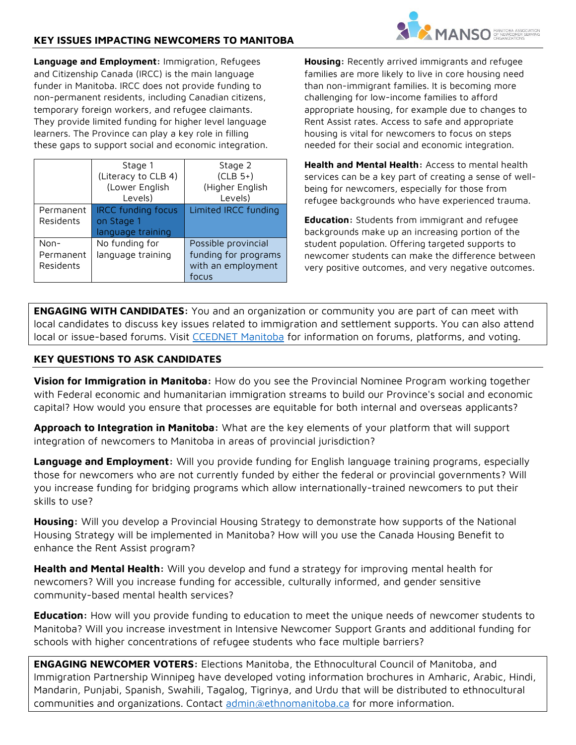## KEY ISSUES IMPACTING NEWCOMERS TO MANITOBA

**Language and Employment:** Immigration, Refugees and Citizenship Canada (IRCC) is the main language funder in Manitoba. IRCC does not provide funding to non-permanent residents, including Canadian citizens, temporary foreign workers, and refugee claimants. They provide limited funding for higher level language learners. The Province can play a key role in filling these gaps to support social and economic integration.

| | Stage 1 (Literacy to CLB 4) (Lower English Levels) | Stage 2 (CLB 5+) (Higher English Levels) |
|---|---|---|
| Permanent Residents | IRCC funding focus on Stage 1 language training | Limited IRCC funding |
| Non-Permanent Residents | No funding for language training | Possible provincial funding for programs with an employment focus |

**Housing:** Recently arrived immigrants and refugee families are more likely to live in core housing need than non-immigrant families. It is becoming more challenging for low-income families to afford appropriate housing, for example due to changes to Rent Assist rates. Access to safe and appropriate housing is vital for newcomers to focus on steps needed for their social and economic integration.

**Health and Mental Health:** Access to mental health services can be a key part of creating a sense of well-being for newcomers, especially for those from refugee backgrounds who have experienced trauma.

**Education:** Students from immigrant and refugee backgrounds make up an increasing portion of the student population. Offering targeted supports to newcomer students can make the difference between very positive outcomes, and very negative outcomes.

**ENGAGING WITH CANDIDATES:** You and an organization or community you are part of can meet with local candidates to discuss key issues related to immigration and settlement supports. You can also attend local or issue-based forums. Visit [CCEDNET Manitoba]() for information on forums, platforms, and voting.

## KEY QUESTIONS TO ASK CANDIDATES

**Vision for Immigration in Manitoba:** How do you see the Provincial Nominee Program working together with Federal economic and humanitarian immigration streams to build our Province's social and economic capital? How would you ensure that processes are equitable for both internal and overseas applicants?

**Approach to Integration in Manitoba:** What are the key elements of your platform that will support integration of newcomers to Manitoba in areas of provincial jurisdiction?

**Language and Employment:** Will you provide funding for English language training programs, especially those for newcomers who are not currently funded by either the federal or provincial governments? Will you increase funding for bridging programs which allow internationally-trained newcomers to put their skills to use?

**Housing:** Will you develop a Provincial Housing Strategy to demonstrate how supports of the National Housing Strategy will be implemented in Manitoba? How will you use the Canada Housing Benefit to enhance the Rent Assist program?

**Health and Mental Health:** Will you develop and fund a strategy for improving mental health for newcomers? Will you increase funding for accessible, culturally informed, and gender sensitive community-based mental health services?

**Education:** How will you provide funding to education to meet the unique needs of newcomer students to Manitoba? Will you increase investment in Intensive Newcomer Support Grants and additional funding for schools with higher concentrations of refugee students who face multiple barriers?

**ENGAGING NEWCOMER VOTERS:** Elections Manitoba, the Ethnocultural Council of Manitoba, and Immigration Partnership Winnipeg have developed voting information brochures in Amharic, Arabic, Hindi, Mandarin, Punjabi, Spanish, Swahili, Tagalog, Tigrinya, and Urdu that will be distributed to ethnocultural communities and organizations. Contact admin@ethnomanitoba.ca for more information.